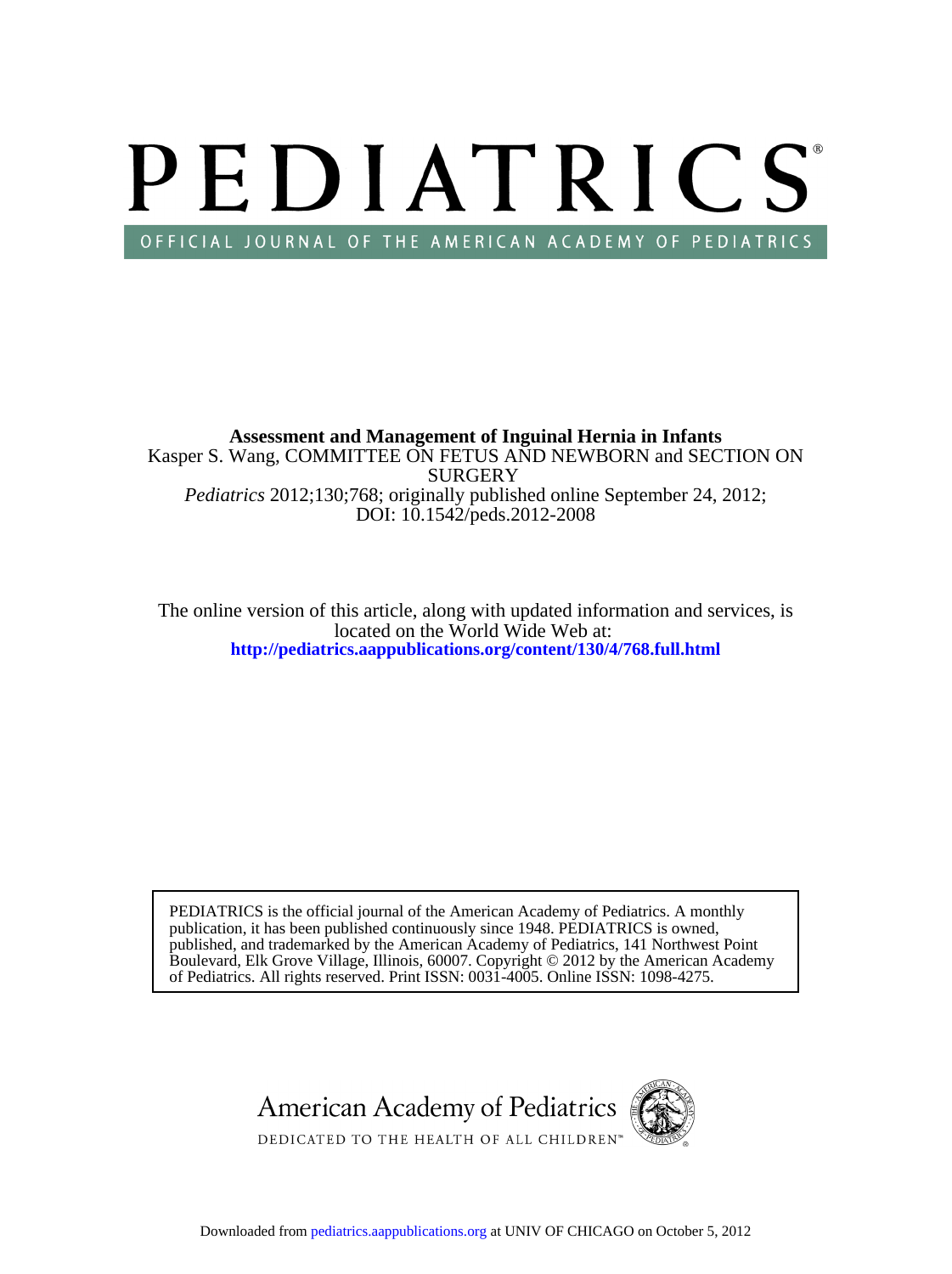# PEDIATRICS

OFFICIAL JOURNAL OF THE AMERICAN ACADEMY OF PEDIATRICS

**Assessment and Management of Inguinal Hernia in Infants**

Kasper S. Wang, COMMITTEE ON FETUS AND NEWBORN and SECTION ON SURGERY

*Pediatrics* 2012;130;768; originally published online September 24, 2012;

DOI: 10.1542/peds.2012-2008

The online version of this article, along with updated information and services, is located on the World Wide Web at:

**http://pediatrics.aappublications.org/content/130/4/768.full.html**

PEDIATRICS is the official journal of the American Academy of Pediatrics. A monthly publication, it has been published continuously since 1948. PEDIATRICS is owned, published, and trademarked by the American Academy of Pediatrics, 141 Northwest Point Boulevard, Elk Grove Village, Illinois, 60007. Copyright © 2012 by the American Academy of Pediatrics. All rights reserved. Print ISSN: 0031-4005. Online ISSN: 1098-4275.

American Academy of Pediatrics

DEDICATED TO THE HEALTH OF ALL CHILDREN™

Downloaded from pediatrics.aappublications.org at UNIV OF CHICAGO on October 5, 2012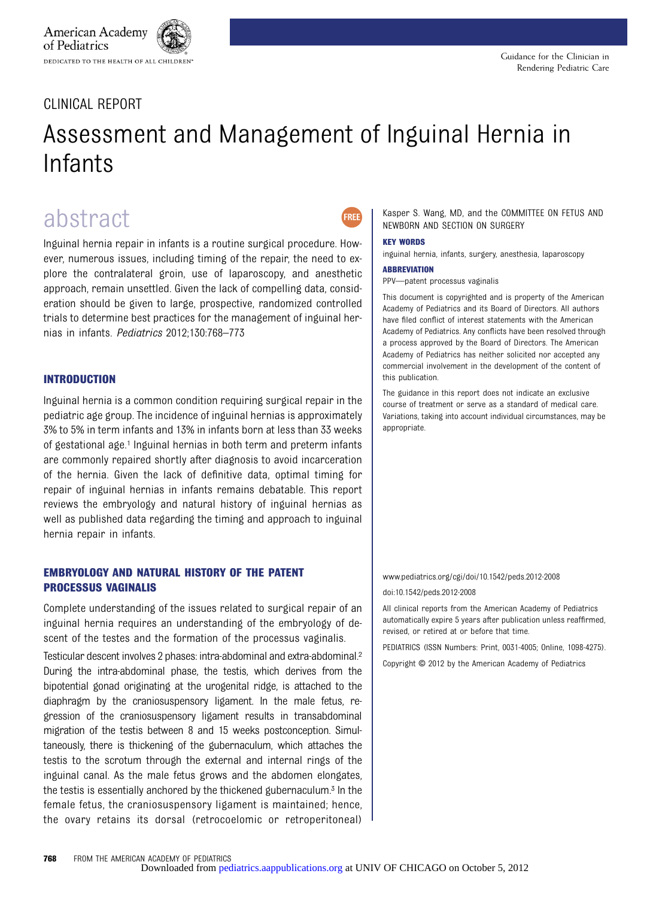# CLINICAL REPORT

# Assessment and Management of Inguinal Hernia in Infants

## abstract

Inguinal hernia repair in infants is a routine surgical procedure. However, numerous issues, including timing of the repair, the need to explore the contralateral groin, use of laparoscopy, and anesthetic approach, remain unsettled. Given the lack of compelling data, consideration should be given to large, prospective, randomized controlled trials to determine best practices for the management of inguinal hernias in infants. *Pediatrics* 2012;130:768–773

Kasper S. Wang, MD, and the COMMITTEE ON FETUS AND NEWBORN AND SECTION ON SURGERY

**KEY WORDS**

inguinal hernia, infants, surgery, anesthesia, laparoscopy

**ABBREVIATION**

PPV—patent processus vaginalis

This document is copyrighted and is property of the American Academy of Pediatrics and its Board of Directors. All authors have filed conflict of interest statements with the American Academy of Pediatrics. Any conflicts have been resolved through a process approved by the Board of Directors. The American Academy of Pediatrics has neither solicited nor accepted any commercial involvement in the development of the content of this publication.

The guidance in this report does not indicate an exclusive course of treatment or serve as a standard of medical care. Variations, taking into account individual circumstances, may be appropriate.

www.pediatrics.org/cgi/doi/10.1542/peds.2012-2008

doi:10.1542/peds.2012-2008

All clinical reports from the American Academy of Pediatrics automatically expire 5 years after publication unless reaffirmed, revised, or retired at or before that time.

PEDIATRICS (ISSN Numbers: Print, 0031-4005; Online, 1098-4275).

Copyright © 2012 by the American Academy of Pediatrics

## INTRODUCTION

Inguinal hernia is a common condition requiring surgical repair in the pediatric age group. The incidence of inguinal hernias is approximately 3% to 5% in term infants and 13% in infants born at less than 33 weeks of gestational age.[1] Inguinal hernias in both term and preterm infants are commonly repaired shortly after diagnosis to avoid incarceration of the hernia. Given the lack of definitive data, optimal timing for repair of inguinal hernias in infants remains debatable. This report reviews the embryology and natural history of inguinal hernias as well as published data regarding the timing and approach to inguinal hernia repair in infants.

## EMBRYOLOGY AND NATURAL HISTORY OF THE PATENT PROCESSUS VAGINALIS

Complete understanding of the issues related to surgical repair of an inguinal hernia requires an understanding of the embryology of descent of the testes and the formation of the processus vaginalis.

Testicular descent involves 2 phases: intra-abdominal and extra-abdominal.[2] During the intra-abdominal phase, the testis, which derives from the bipotential gonad originating at the urogenital ridge, is attached to the diaphragm by the craniosuspensory ligament. In the male fetus, regression of the craniosuspensory ligament results in transabdominal migration of the testis between 8 and 15 weeks postconception. Simultaneously, there is thickening of the gubernaculum, which attaches the testis to the scrotum through the external and internal rings of the inguinal canal. As the male fetus grows and the abdomen elongates, the testis is essentially anchored by the thickened gubernaculum.[3] In the female fetus, the craniosuspensory ligament is maintained; hence, the ovary retains its dorsal (retrocoelomic or retroperitoneal)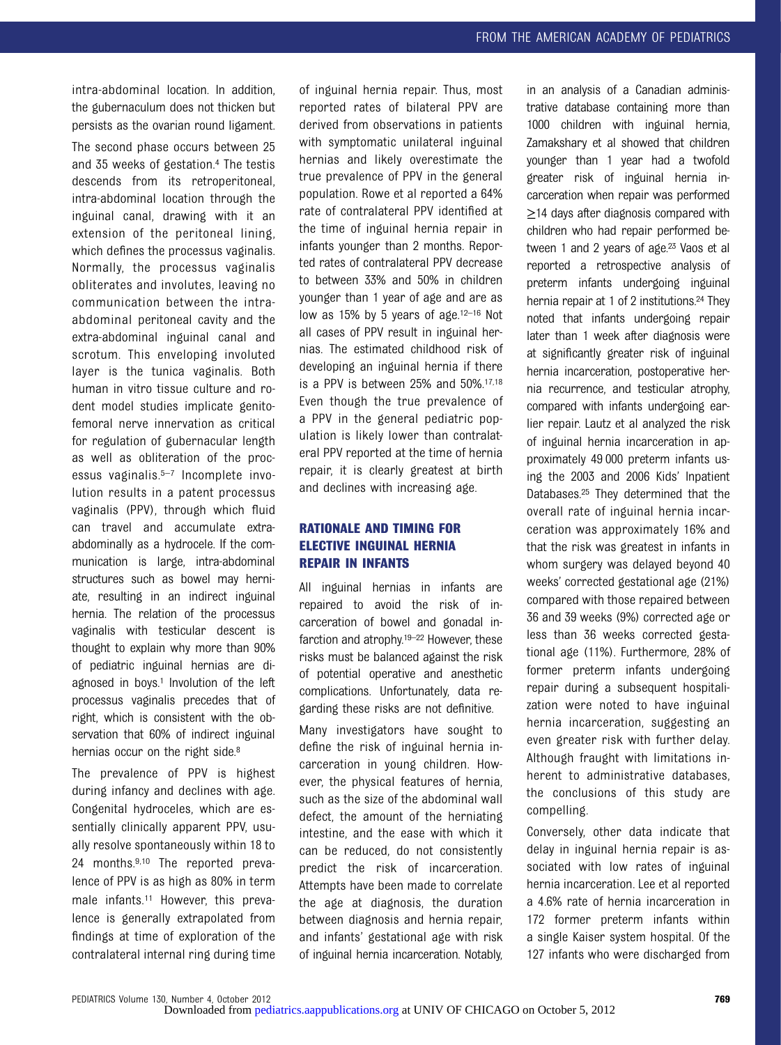intra-abdominal location. In addition, the gubernaculum does not thicken but persists as the ovarian round ligament.

The second phase occurs between 25 and 35 weeks of gestation.[4] The testis descends from its retroperitoneal, intra-abdominal location through the inguinal canal, drawing with it an extension of the peritoneal lining, which defines the processus vaginalis. Normally, the processus vaginalis obliterates and involutes, leaving no communication between the intra-abdominal peritoneal cavity and the extra-abdominal inguinal canal and scrotum. This enveloping involuted layer is the tunica vaginalis. Both human in vitro tissue culture and rodent model studies implicate genitofemoral nerve innervation as critical for regulation of gubernacular length as well as obliteration of the processus vaginalis.[5–7] Incomplete involution results in a patent processus vaginalis (PPV), through which fluid can travel and accumulate extra-abdominally as a hydrocele. If the communication is large, intra-abdominal structures such as bowel may herniate, resulting in an indirect inguinal hernia. The relation of the processus vaginalis with testicular descent is thought to explain why more than 90% of pediatric inguinal hernias are diagnosed in boys.[1] Involution of the left processus vaginalis precedes that of right, which is consistent with the observation that 60% of indirect inguinal hernias occur on the right side.[8]

The prevalence of PPV is highest during infancy and declines with age. Congenital hydroceles, which are essentially clinically apparent PPV, usually resolve spontaneously within 18 to 24 months.[9,10] The reported prevalence of PPV is as high as 80% in term male infants.[11] However, this prevalence is generally extrapolated from findings at time of exploration of the contralateral internal ring during time of inguinal hernia repair. Thus, most reported rates of bilateral PPV are derived from observations in patients with symptomatic unilateral inguinal hernias and likely overestimate the true prevalence of PPV in the general population. Rowe et al reported a 64% rate of contralateral PPV identified at the time of inguinal hernia repair in infants younger than 2 months. Reported rates of contralateral PPV decrease to between 33% and 50% in children younger than 1 year of age and are as low as 15% by 5 years of age.[12–16] Not all cases of PPV result in inguinal hernias. The estimated childhood risk of developing an inguinal hernia if there is a PPV is between 25% and 50%.[17,18] Even though the true prevalence of a PPV in the general pediatric population is likely lower than contralateral PPV reported at the time of hernia repair, it is clearly greatest at birth and declines with increasing age.

## RATIONALE AND TIMING FOR ELECTIVE INGUINAL HERNIA REPAIR IN INFANTS

All inguinal hernias in infants are repaired to avoid the risk of incarceration of bowel and gonadal infarction and atrophy.[19–22] However, these risks must be balanced against the risk of potential operative and anesthetic complications. Unfortunately, data regarding these risks are not definitive.

Many investigators have sought to define the risk of inguinal hernia incarceration in young children. However, the physical features of hernia, such as the size of the abdominal wall defect, the amount of the herniating intestine, and the ease with which it can be reduced, do not consistently predict the risk of incarceration. Attempts have been made to correlate the age at diagnosis, the duration between diagnosis and hernia repair, and infants' gestational age with risk of inguinal hernia incarceration. Notably, in an analysis of a Canadian administrative database containing more than 1000 children with inguinal hernia, Zamakshary et al showed that children younger than 1 year had a twofold greater risk of inguinal hernia incarceration when repair was performed ≥14 days after diagnosis compared with children who had repair performed between 1 and 2 years of age.[23] Vaos et al reported a retrospective analysis of preterm infants undergoing inguinal hernia repair at 1 of 2 institutions.[24] They noted that infants undergoing repair later than 1 week after diagnosis were at significantly greater risk of inguinal hernia incarceration, postoperative hernia recurrence, and testicular atrophy, compared with infants undergoing earlier repair. Lautz et al analyzed the risk of inguinal hernia incarceration in approximately 49 000 preterm infants using the 2003 and 2006 Kids' Inpatient Databases.[25] They determined that the overall rate of inguinal hernia incarceration was approximately 16% and that the risk was greatest in infants in whom surgery was delayed beyond 40 weeks' corrected gestational age (21%) compared with those repaired between 36 and 39 weeks (9%) corrected age or less than 36 weeks corrected gestational age (11%). Furthermore, 28% of former preterm infants undergoing repair during a subsequent hospitalization were noted to have inguinal hernia incarceration, suggesting an even greater risk with further delay. Although fraught with limitations inherent to administrative databases, the conclusions of this study are compelling.

Conversely, other data indicate that delay in inguinal hernia repair is associated with low rates of inguinal hernia incarceration. Lee et al reported a 4.6% rate of hernia incarceration in 172 former preterm infants within a single Kaiser system hospital. Of the 127 infants who were discharged from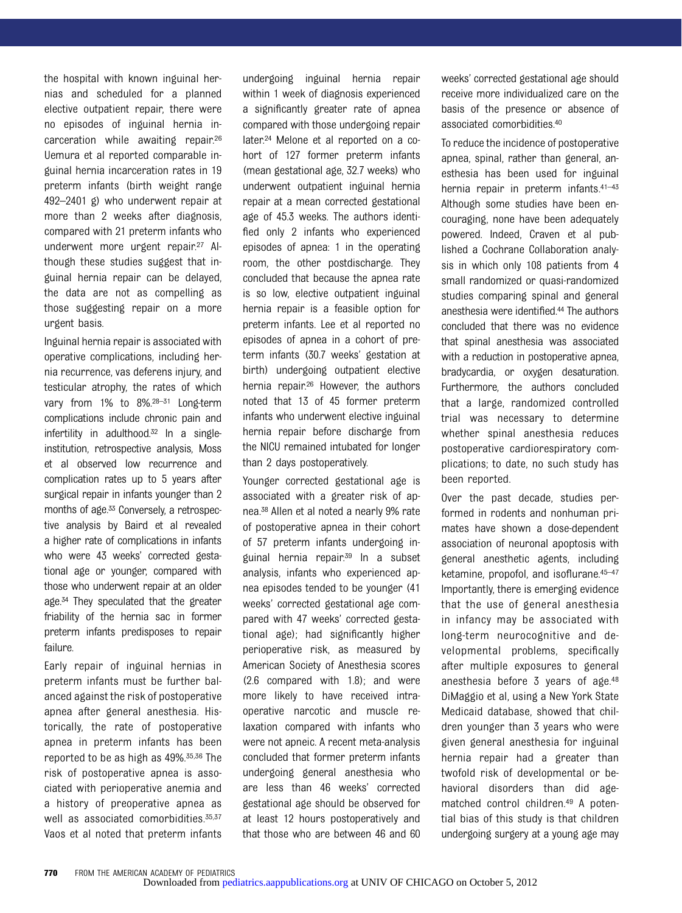the hospital with known inguinal hernias and scheduled for a planned elective outpatient repair, there were no episodes of inguinal hernia incarceration while awaiting repair.[26] Uemura et al reported comparable inguinal hernia incarceration rates in 19 preterm infants (birth weight range 492–2401 g) who underwent repair at more than 2 weeks after diagnosis, compared with 21 preterm infants who underwent more urgent repair.[27] Although these studies suggest that inguinal hernia repair can be delayed, the data are not as compelling as those suggesting repair on a more urgent basis.

Inguinal hernia repair is associated with operative complications, including hernia recurrence, vas deferens injury, and testicular atrophy, the rates of which vary from 1% to 8%.[28–31] Long-term complications include chronic pain and infertility in adulthood.[32] In a single-institution, retrospective analysis, Moss et al observed low recurrence and complication rates up to 5 years after surgical repair in infants younger than 2 months of age.[33] Conversely, a retrospective analysis by Baird et al revealed a higher rate of complications in infants who were 43 weeks' corrected gestational age or younger, compared with those who underwent repair at an older age.[34] They speculated that the greater friability of the hernia sac in former preterm infants predisposes to repair failure.

Early repair of inguinal hernias in preterm infants must be further balanced against the risk of postoperative apnea after general anesthesia. Historically, the rate of postoperative apnea in preterm infants has been reported to be as high as 49%.[35,36] The risk of postoperative apnea is associated with perioperative anemia and a history of preoperative apnea as well as associated comorbidities.[35,37] Vaos et al noted that preterm infants undergoing inguinal hernia repair within 1 week of diagnosis experienced a significantly greater rate of apnea compared with those undergoing repair later.[24] Melone et al reported on a cohort of 127 former preterm infants (mean gestational age, 32.7 weeks) who underwent outpatient inguinal hernia repair at a mean corrected gestational age of 45.3 weeks. The authors identified only 2 infants who experienced episodes of apnea: 1 in the operating room, the other postdischarge. They concluded that because the apnea rate is so low, elective outpatient inguinal hernia repair is a feasible option for preterm infants. Lee et al reported no episodes of apnea in a cohort of preterm infants (30.7 weeks' gestation at birth) undergoing outpatient elective hernia repair.[26] However, the authors noted that 13 of 45 former preterm infants who underwent elective inguinal hernia repair before discharge from the NICU remained intubated for longer than 2 days postoperatively.

Younger corrected gestational age is associated with a greater risk of apnea.[38] Allen et al noted a nearly 9% rate of postoperative apnea in their cohort of 57 preterm infants undergoing inguinal hernia repair.[39] In a subset analysis, infants who experienced apnea episodes tended to be younger (41 weeks' corrected gestational age compared with 47 weeks' corrected gestational age); had significantly higher perioperative risk, as measured by American Society of Anesthesia scores (2.6 compared with 1.8); and were more likely to have received intraoperative narcotic and muscle relaxation compared with infants who were not apneic. A recent meta-analysis concluded that former preterm infants undergoing general anesthesia who are less than 46 weeks' corrected gestational age should be observed for at least 12 hours postoperatively and that those who are between 46 and 60 weeks' corrected gestational age should receive more individualized care on the basis of the presence or absence of associated comorbidities.[40]

To reduce the incidence of postoperative apnea, spinal, rather than general, anesthesia has been used for inguinal hernia repair in preterm infants.[41–43] Although some studies have been encouraging, none have been adequately powered. Indeed, Craven et al published a Cochrane Collaboration analysis in which only 108 patients from 4 small randomized or quasi-randomized studies comparing spinal and general anesthesia were identified.[44] The authors concluded that there was no evidence that spinal anesthesia was associated with a reduction in postoperative apnea, bradycardia, or oxygen desaturation. Furthermore, the authors concluded that a large, randomized controlled trial was necessary to determine whether spinal anesthesia reduces postoperative cardiorespiratory complications; to date, no such study has been reported.

Over the past decade, studies performed in rodents and nonhuman primates have shown a dose-dependent association of neuronal apoptosis with general anesthetic agents, including ketamine, propofol, and isoflurane.[45–47] Importantly, there is emerging evidence that the use of general anesthesia in infancy may be associated with long-term neurocognitive and developmental problems, specifically after multiple exposures to general anesthesia before 3 years of age.[48] DiMaggio et al, using a New York State Medicaid database, showed that children younger than 3 years who were given general anesthesia for inguinal hernia repair had a greater than twofold risk of developmental or behavioral disorders than did age-matched control children.[49] A potential bias of this study is that children undergoing surgery at a young age may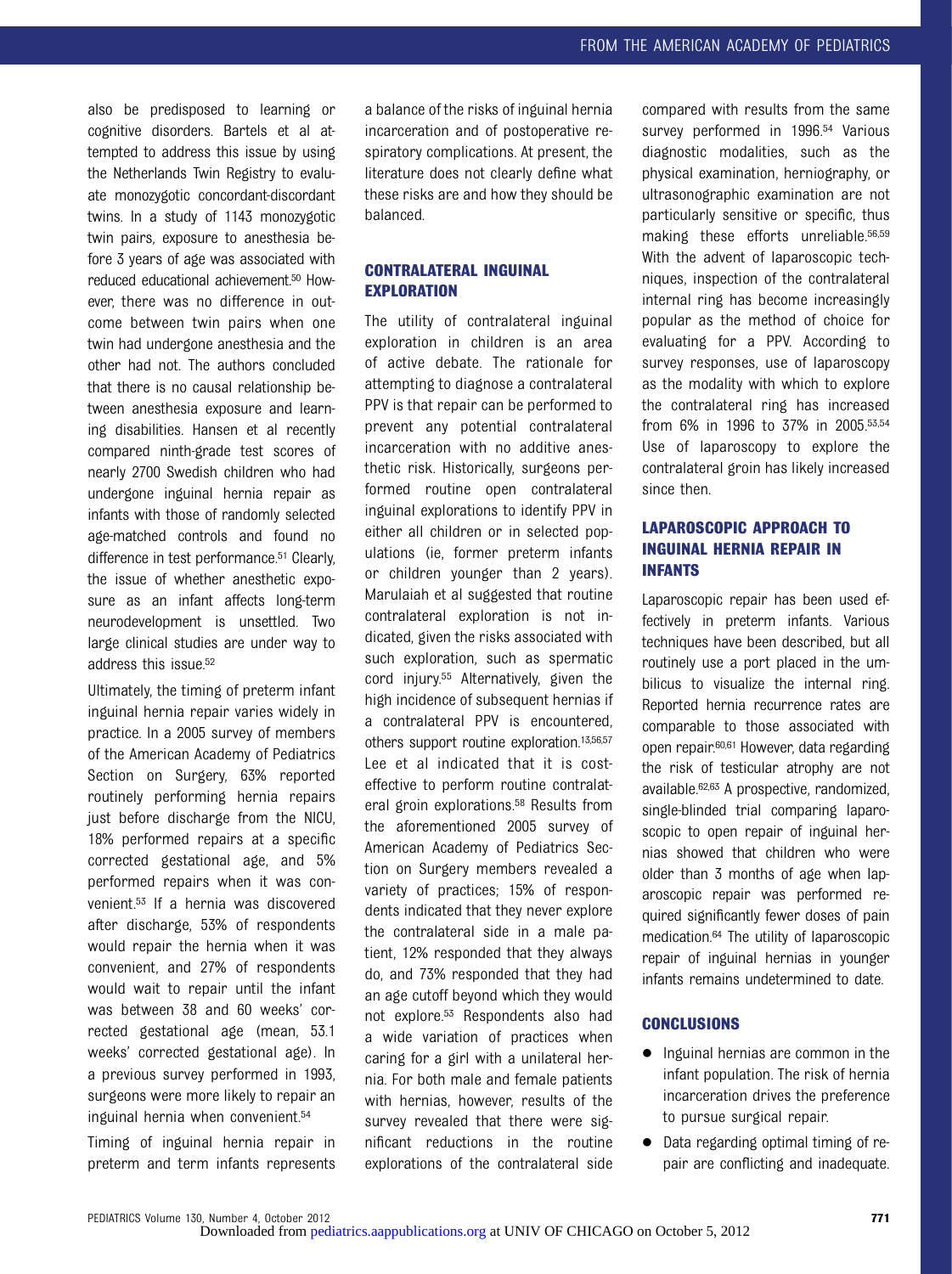also be predisposed to learning or cognitive disorders. Bartels et al attempted to address this issue by using the Netherlands Twin Registry to evaluate monozygotic concordant-discordant twins. In a study of 1143 monozygotic twin pairs, exposure to anesthesia before 3 years of age was associated with reduced educational achievement.[50] However, there was no difference in outcome between twin pairs when one twin had undergone anesthesia and the other had not. The authors concluded that there is no causal relationship between anesthesia exposure and learning disabilities. Hansen et al recently compared ninth-grade test scores of nearly 2700 Swedish children who had undergone inguinal hernia repair as infants with those of randomly selected age-matched controls and found no difference in test performance.[51] Clearly, the issue of whether anesthetic exposure as an infant affects long-term neurodevelopment is unsettled. Two large clinical studies are under way to address this issue.[52]

Ultimately, the timing of preterm infant inguinal hernia repair varies widely in practice. In a 2005 survey of members of the American Academy of Pediatrics Section on Surgery, 63% reported routinely performing hernia repairs just before discharge from the NICU, 18% performed repairs at a specific corrected gestational age, and 5% performed repairs when it was convenient.[53] If a hernia was discovered after discharge, 53% of respondents would repair the hernia when it was convenient, and 27% of respondents would wait to repair until the infant was between 38 and 60 weeks' corrected gestational age (mean, 53.1 weeks' corrected gestational age). In a previous survey performed in 1993, surgeons were more likely to repair an inguinal hernia when convenient.[54]

Timing of inguinal hernia repair in preterm and term infants represents a balance of the risks of inguinal hernia incarceration and of postoperative respiratory complications. At present, the literature does not clearly define what these risks are and how they should be balanced.

## CONTRALATERAL INGUINAL EXPLORATION

The utility of contralateral inguinal exploration in children is an area of active debate. The rationale for attempting to diagnose a contralateral PPV is that repair can be performed to prevent any potential contralateral incarceration with no additive anesthetic risk. Historically, surgeons performed routine open contralateral inguinal explorations to identify PPV in either all children or in selected populations (ie, former preterm infants or children younger than 2 years). Marulaiah et al suggested that routine contralateral exploration is not indicated, given the risks associated with such exploration, such as spermatic cord injury.[55] Alternatively, given the high incidence of subsequent hernias if a contralateral PPV is encountered, others support routine exploration.[13,56,57] Lee et al indicated that it is cost-effective to perform routine contralateral groin explorations.[58] Results from the aforementioned 2005 survey of American Academy of Pediatrics Section on Surgery members revealed a variety of practices; 15% of respondents indicated that they never explore the contralateral side in a male patient, 12% responded that they always do, and 73% responded that they had an age cutoff beyond which they would not explore.[53] Respondents also had a wide variation of practices when caring for a girl with a unilateral hernia. For both male and female patients with hernias, however, results of the survey revealed that there were significant reductions in the routine explorations of the contralateral side compared with results from the same survey performed in 1996.[54] Various diagnostic modalities, such as the physical examination, herniography, or ultrasonographic examination are not particularly sensitive or specific, thus making these efforts unreliable.[56,59] With the advent of laparoscopic techniques, inspection of the contralateral internal ring has become increasingly popular as the method of choice for evaluating for a PPV. According to survey responses, use of laparoscopy as the modality with which to explore the contralateral ring has increased from 6% in 1996 to 37% in 2005.[53,54] Use of laparoscopy to explore the contralateral groin has likely increased since then.

## LAPAROSCOPIC APPROACH TO INGUINAL HERNIA REPAIR IN INFANTS

Laparoscopic repair has been used effectively in preterm infants. Various techniques have been described, but all routinely use a port placed in the umbilicus to visualize the internal ring. Reported hernia recurrence rates are comparable to those associated with open repair.[60,61] However, data regarding the risk of testicular atrophy are not available.[62,63] A prospective, randomized, single-blinded trial comparing laparoscopic to open repair of inguinal hernias showed that children who were older than 3 months of age when laparoscopic repair was performed required significantly fewer doses of pain medication.[64] The utility of laparoscopic repair of inguinal hernias in younger infants remains undetermined to date.

## CONCLUSIONS

- Inguinal hernias are common in the infant population. The risk of hernia incarceration drives the preference to pursue surgical repair.
- Data regarding optimal timing of repair are conflicting and inadequate.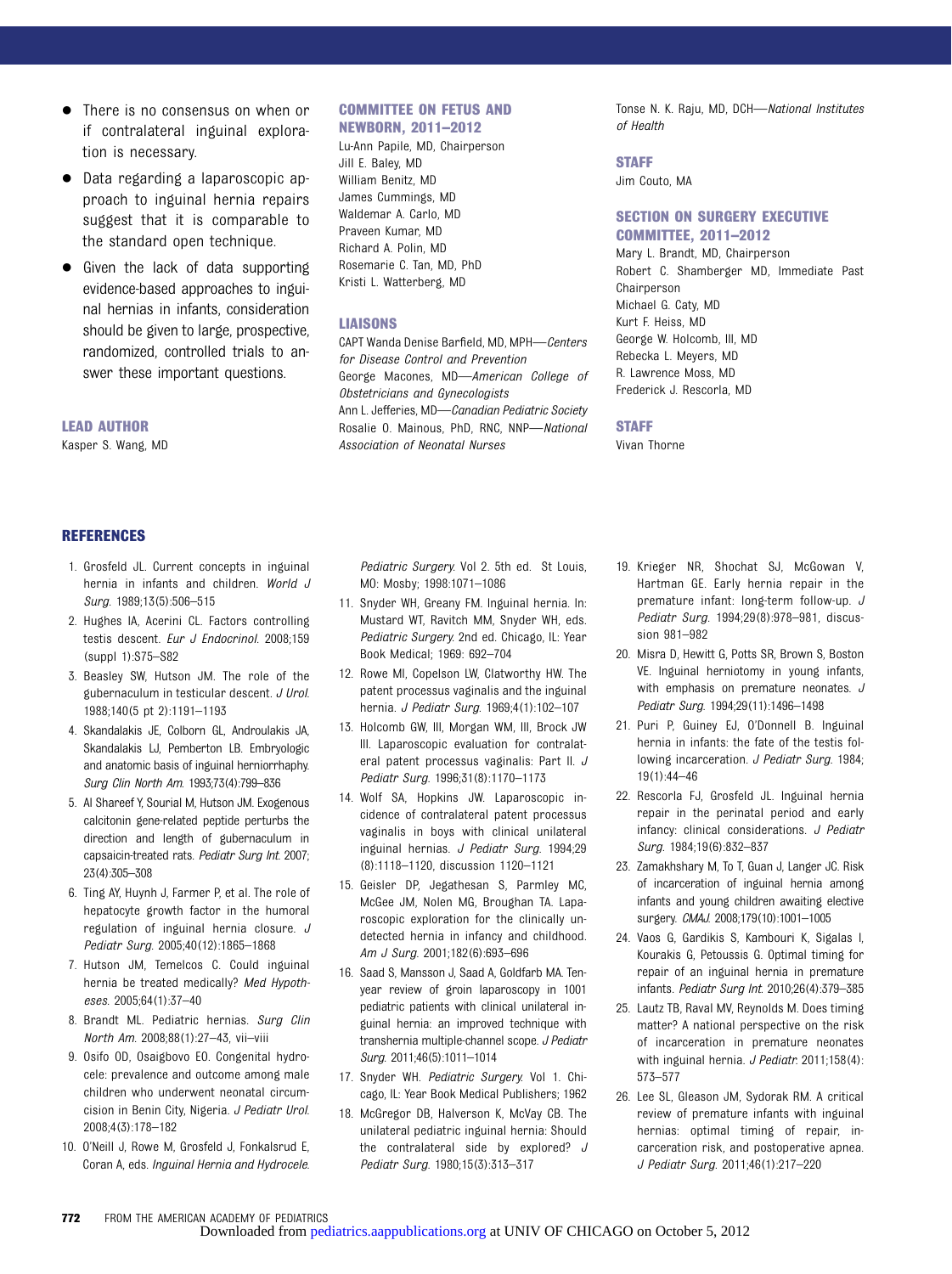- There is no consensus on when or if contralateral inguinal exploration is necessary.
- Data regarding a laparoscopic approach to inguinal hernia repairs suggest that it is comparable to the standard open technique.
- Given the lack of data supporting evidence-based approaches to inguinal hernias in infants, consideration should be given to large, prospective, randomized, controlled trials to answer these important questions.

## LEAD AUTHOR

Kasper S. Wang, MD

## COMMITTEE ON FETUS AND NEWBORN, 2011–2012

Lu-Ann Papile, MD, Chairperson
Jill E. Baley, MD
William Benitz, MD
James Cummings, MD
Waldemar A. Carlo, MD
Praveen Kumar, MD
Richard A. Polin, MD
Rosemarie C. Tan, MD, PhD
Kristi L. Watterberg, MD

## LIAISONS

CAPT Wanda Denise Barfield, MD, MPH—*Centers for Disease Control and Prevention*
George Macones, MD—*American College of Obstetricians and Gynecologists*
Ann L. Jefferies, MD—*Canadian Pediatric Society*
Rosalie O. Mainous, PhD, RNC, NNP—*National Association of Neonatal Nurses*
Tonse N. K. Raju, MD, DCH—*National Institutes of Health*

## STAFF

Jim Couto, MA

## SECTION ON SURGERY EXECUTIVE COMMITTEE, 2011–2012

Mary L. Brandt, MD, Chairperson
Robert C. Shamberger MD, Immediate Past Chairperson
Michael G. Caty, MD
Kurt F. Heiss, MD
George W. Holcomb, III, MD
Rebecka L. Meyers, MD
R. Lawrence Moss, MD
Frederick J. Rescorla, MD

## STAFF

Vivan Thorne

## REFERENCES

1. Grosfeld JL. Current concepts in inguinal hernia in infants and children. *World J Surg.* 1989;13(5):506–515
2. Hughes IA, Acerini CL. Factors controlling testis descent. *Eur J Endocrinol.* 2008;159 (suppl 1):S75–S82
3. Beasley SW, Hutson JM. The role of the gubernaculum in testicular descent. *J Urol.* 1988;140(5 pt 2):1191–1193
4. Skandalakis JE, Colborn GL, Androulakis JA, Skandalakis LJ, Pemberton LB. Embryologic and anatomic basis of inguinal herniorrhaphy. *Surg Clin North Am.* 1993;73(4):799–836
5. Al Shareef Y, Sourial M, Hutson JM. Exogenous calcitonin gene-related peptide perturbs the direction and length of gubernaculum in capsaicin-treated rats. *Pediatr Surg Int.* 2007;23(4):305–308
6. Ting AY, Huynh J, Farmer P, et al. The role of hepatocyte growth factor in the humoral regulation of inguinal hernia closure. *J Pediatr Surg.* 2005;40(12):1865–1868
7. Hutson JM, Temelcos C. Could inguinal hernia be treated medically? *Med Hypotheses.* 2005;64(1):37–40
8. Brandt ML. Pediatric hernias. *Surg Clin North Am.* 2008;88(1):27–43, vii–viii
9. Osifo OD, Osaigbovo EO. Congenital hydrocele: prevalence and outcome among male children who underwent neonatal circumcision in Benin City, Nigeria. *J Pediatr Urol.* 2008;4(3):178–182
10. O'Neill J, Rowe M, Grosfeld J, Fonkalsrud E, Coran A, eds. *Inguinal Hernia and Hydrocele. Pediatric Surgery.* Vol 2. 5th ed. St Louis, MO: Mosby; 1998:1071–1086
11. Snyder WH, Greany FM. Inguinal hernia. In: Mustard WT, Ravitch MM, Snyder WH, eds. *Pediatric Surgery.* 2nd ed. Chicago, IL: Year Book Medical; 1969: 692–704
12. Rowe MI, Copelson LW, Clatworthy HW. The patent processus vaginalis and the inguinal hernia. *J Pediatr Surg.* 1969;4(1):102–107
13. Holcomb GW, III, Morgan WM, III, Brock JW III. Laparoscopic evaluation for contralateral patent processus vaginalis: Part II. *J Pediatr Surg.* 1996;31(8):1170–1173
14. Wolf SA, Hopkins JW. Laparoscopic incidence of contralateral patent processus vaginalis in boys with clinical unilateral inguinal hernias. *J Pediatr Surg.* 1994;29 (8):1118–1120, discussion 1120–1121
15. Geisler DP, Jegathesan S, Parmley MC, McGee JM, Nolen MG, Broughan TA. Laparoscopic exploration for the clinically undetected hernia in infancy and childhood. *Am J Surg.* 2001;182(6):693–696
16. Saad S, Mansson J, Saad A, Goldfarb MA. Ten-year review of groin laparoscopy in 1001 pediatric patients with clinical unilateral inguinal hernia: an improved technique with transhernia multiple-channel scope. *J Pediatr Surg.* 2011;46(5):1011–1014
17. Snyder WH. *Pediatric Surgery.* Vol 1. Chicago, IL: Year Book Medical Publishers; 1962
18. McGregor DB, Halverson K, McVay CB. The unilateral pediatric inguinal hernia: Should the contralateral side by explored? *J Pediatr Surg.* 1980;15(3):313–317
19. Krieger NR, Shochat SJ, McGowan V, Hartman GE. Early hernia repair in the premature infant: long-term follow-up. *J Pediatr Surg.* 1994;29(8):978–981, discussion 981–982
20. Misra D, Hewitt G, Potts SR, Brown S, Boston VE. Inguinal herniotomy in young infants, with emphasis on premature neonates. *J Pediatr Surg.* 1994;29(11):1496–1498
21. Puri P, Guiney EJ, O'Donnell B. Inguinal hernia in infants: the fate of the testis following incarceration. *J Pediatr Surg.* 1984;19(1):44–46
22. Rescorla FJ, Grosfeld JL. Inguinal hernia repair in the perinatal period and early infancy: clinical considerations. *J Pediatr Surg.* 1984;19(6):832–837
23. Zamakhshary M, To T, Guan J, Langer JC. Risk of incarceration of inguinal hernia among infants and young children awaiting elective surgery. *CMAJ.* 2008;179(10):1001–1005
24. Vaos G, Gardikis S, Kambouri K, Sigalas I, Kourakis G, Petoussis G. Optimal timing for repair of an inguinal hernia in premature infants. *Pediatr Surg Int.* 2010;26(4):379–385
25. Lautz TB, Raval MV, Reynolds M. Does timing matter? A national perspective on the risk of incarceration in premature neonates with inguinal hernia. *J Pediatr.* 2011;158(4):573–577
26. Lee SL, Gleason JM, Sydorak RM. A critical review of premature infants with inguinal hernias: optimal timing of repair, incarceration risk, and postoperative apnea. *J Pediatr Surg.* 2011;46(1):217–220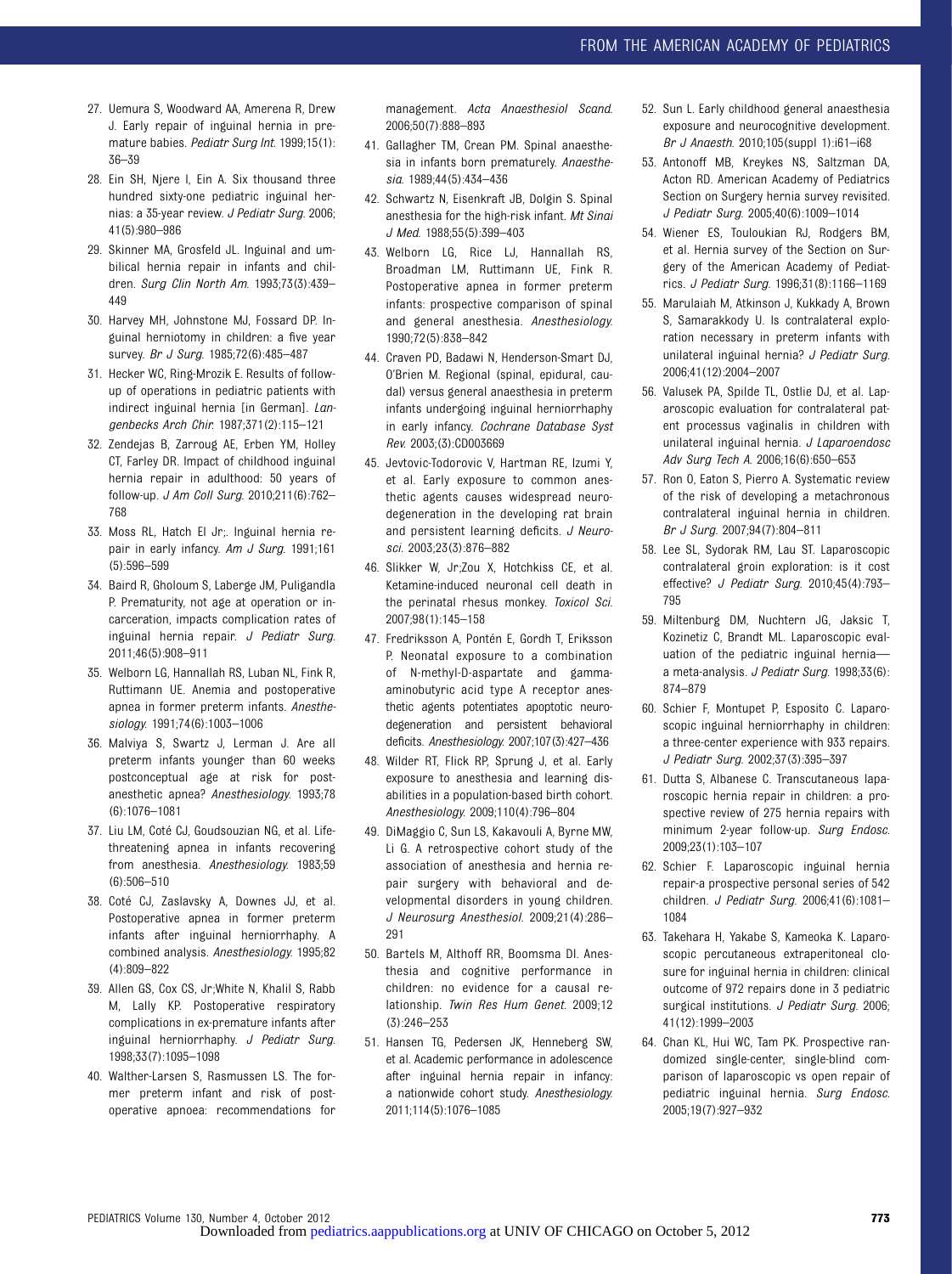27. Uemura S, Woodward AA, Amerena R, Drew J. Early repair of inguinal hernia in premature babies. *Pediatr Surg Int.* 1999;15(1):36–39
28. Ein SH, Njere I, Ein A. Six thousand three hundred sixty-one pediatric inguinal hernias: a 35-year review. *J Pediatr Surg.* 2006;41(5):980–986
29. Skinner MA, Grosfeld JL. Inguinal and umbilical hernia repair in infants and children. *Surg Clin North Am.* 1993;73(3):439–449
30. Harvey MH, Johnstone MJ, Fossard DP. Inguinal herniotomy in children: a five year survey. *Br J Surg.* 1985;72(6):485–487
31. Hecker WC, Ring-Mrozik E. Results of follow-up of operations in pediatric patients with indirect inguinal hernia [in German]. *Langenbecks Arch Chir.* 1987;371(2):115–121
32. Zendejas B, Zarroug AE, Erben YM, Holley CT, Farley DR. Impact of childhood inguinal hernia repair in adulthood: 50 years of follow-up. *J Am Coll Surg.* 2010;211(6):762–768
33. Moss RL, Hatch EI Jr;. Inguinal hernia repair in early infancy. *Am J Surg.* 1991;161(5):596–599
34. Baird R, Gholoum S, Laberge JM, Puligandla P. Prematurity, not age at operation or incarceration, impacts complication rates of inguinal hernia repair. *J Pediatr Surg.* 2011;46(5):908–911
35. Welborn LG, Hannallah RS, Luban NL, Fink R, Ruttimann UE. Anemia and postoperative apnea in former preterm infants. *Anesthesiology.* 1991;74(6):1003–1006
36. Malviya S, Swartz J, Lerman J. Are all preterm infants younger than 60 weeks postconceptual age at risk for postanesthetic apnea? *Anesthesiology.* 1993;78(6):1076–1081
37. Liu LM, Coté CJ, Goudsouzian NG, et al. Life-threatening apnea in infants recovering from anesthesia. *Anesthesiology.* 1983;59(6):506–510
38. Coté CJ, Zaslavsky A, Downes JJ, et al. Postoperative apnea in former preterm infants after inguinal herniorrhaphy. A combined analysis. *Anesthesiology.* 1995;82(4):809–822
39. Allen GS, Cox CS, Jr;White N, Khalil S, Rabb M, Lally KP. Postoperative respiratory complications in ex-premature infants after inguinal herniorrhaphy. *J Pediatr Surg.* 1998;33(7):1095–1098
40. Walther-Larsen S, Rasmussen LS. The former preterm infant and risk of postoperative apnoea: recommendations for management. *Acta Anaesthesiol Scand.* 2006;50(7):888–893
41. Gallagher TM, Crean PM. Spinal anaesthesia in infants born prematurely. *Anaesthesia.* 1989;44(5):434–436
42. Schwartz N, Eisenkraft JB, Dolgin S. Spinal anesthesia for the high-risk infant. *Mt Sinai J Med.* 1988;55(5):399–403
43. Welborn LG, Rice LJ, Hannallah RS, Broadman LM, Ruttimann UE, Fink R. Postoperative apnea in former preterm infants: prospective comparison of spinal and general anesthesia. *Anesthesiology.* 1990;72(5):838–842
44. Craven PD, Badawi N, Henderson-Smart DJ, O'Brien M. Regional (spinal, epidural, caudal) versus general anaesthesia in preterm infants undergoing inguinal herniorrhaphy in early infancy. *Cochrane Database Syst Rev.* 2003;(3):CD003669
45. Jevtovic-Todorovic V, Hartman RE, Izumi Y, et al. Early exposure to common anesthetic agents causes widespread neurodegeneration in the developing rat brain and persistent learning deficits. *J Neurosci.* 2003;23(3):876–882
46. Slikker W, Jr;Zou X, Hotchkiss CE, et al. Ketamine-induced neuronal cell death in the perinatal rhesus monkey. *Toxicol Sci.* 2007;98(1):145–158
47. Fredriksson A, Pontén E, Gordh T, Eriksson P. Neonatal exposure to a combination of N-methyl-D-aspartate and gamma-aminobutyric acid type A receptor anesthetic agents potentiates apoptotic neurodegeneration and persistent behavioral deficits. *Anesthesiology.* 2007;107(3):427–436
48. Wilder RT, Flick RP, Sprung J, et al. Early exposure to anesthesia and learning disabilities in a population-based birth cohort. *Anesthesiology.* 2009;110(4):796–804
49. DiMaggio C, Sun LS, Kakavouli A, Byrne MW, Li G. A retrospective cohort study of the association of anesthesia and hernia repair surgery with behavioral and developmental disorders in young children. *J Neurosurg Anesthesiol.* 2009;21(4):286–291
50. Bartels M, Althoff RR, Boomsma DI. Anesthesia and cognitive performance in children: no evidence for a causal relationship. *Twin Res Hum Genet.* 2009;12(3):246–253
51. Hansen TG, Pedersen JK, Henneberg SW, et al. Academic performance in adolescence after inguinal hernia repair in infancy: a nationwide cohort study. *Anesthesiology.* 2011;114(5):1076–1085
52. Sun L. Early childhood general anaesthesia exposure and neurocognitive development. *Br J Anaesth.* 2010;105(suppl 1):i61–i68
53. Antonoff MB, Kreykes NS, Saltzman DA, Acton RD. American Academy of Pediatrics Section on Surgery hernia survey revisited. *J Pediatr Surg.* 2005;40(6):1009–1014
54. Wiener ES, Touloukian RJ, Rodgers BM, et al. Hernia survey of the Section on Surgery of the American Academy of Pediatrics. *J Pediatr Surg.* 1996;31(8):1166–1169
55. Marulaiah M, Atkinson J, Kukkady A, Brown S, Samarakkody U. Is contralateral exploration necessary in preterm infants with unilateral inguinal hernia? *J Pediatr Surg.* 2006;41(12):2004–2007
56. Valusek PA, Spilde TL, Ostlie DJ, et al. Laparoscopic evaluation for contralateral patent processus vaginalis in children with unilateral inguinal hernia. *J Laparoendosc Adv Surg Tech A.* 2006;16(6):650–653
57. Ron O, Eaton S, Pierro A. Systematic review of the risk of developing a metachronous contralateral inguinal hernia in children. *Br J Surg.* 2007;94(7):804–811
58. Lee SL, Sydorak RM, Lau ST. Laparoscopic contralateral groin exploration: is it cost effective? *J Pediatr Surg.* 2010;45(4):793–795
59. Miltenburg DM, Nuchtern JG, Jaksic T, Kozinetiz C, Brandt ML. Laparoscopic evaluation of the pediatric inguinal hernia—a meta-analysis. *J Pediatr Surg.* 1998;33(6):874–879
60. Schier F, Montupet P, Esposito C. Laparoscopic inguinal herniorrhaphy in children: a three-center experience with 933 repairs. *J Pediatr Surg.* 2002;37(3):395–397
61. Dutta S, Albanese C. Transcutaneous laparoscopic hernia repair in children: a prospective review of 275 hernia repairs with minimum 2-year follow-up. *Surg Endosc.* 2009;23(1):103–107
62. Schier F. Laparoscopic inguinal hernia repair-a prospective personal series of 542 children. *J Pediatr Surg.* 2006;41(6):1081–1084
63. Takehara H, Yakabe S, Kameoka K. Laparoscopic percutaneous extraperitoneal closure for inguinal hernia in children: clinical outcome of 972 repairs done in 3 pediatric surgical institutions. *J Pediatr Surg.* 2006;41(12):1999–2003
64. Chan KL, Hui WC, Tam PK. Prospective randomized single-center, single-blind comparison of laparoscopic vs open repair of pediatric inguinal hernia. *Surg Endosc.* 2005;19(7):927–932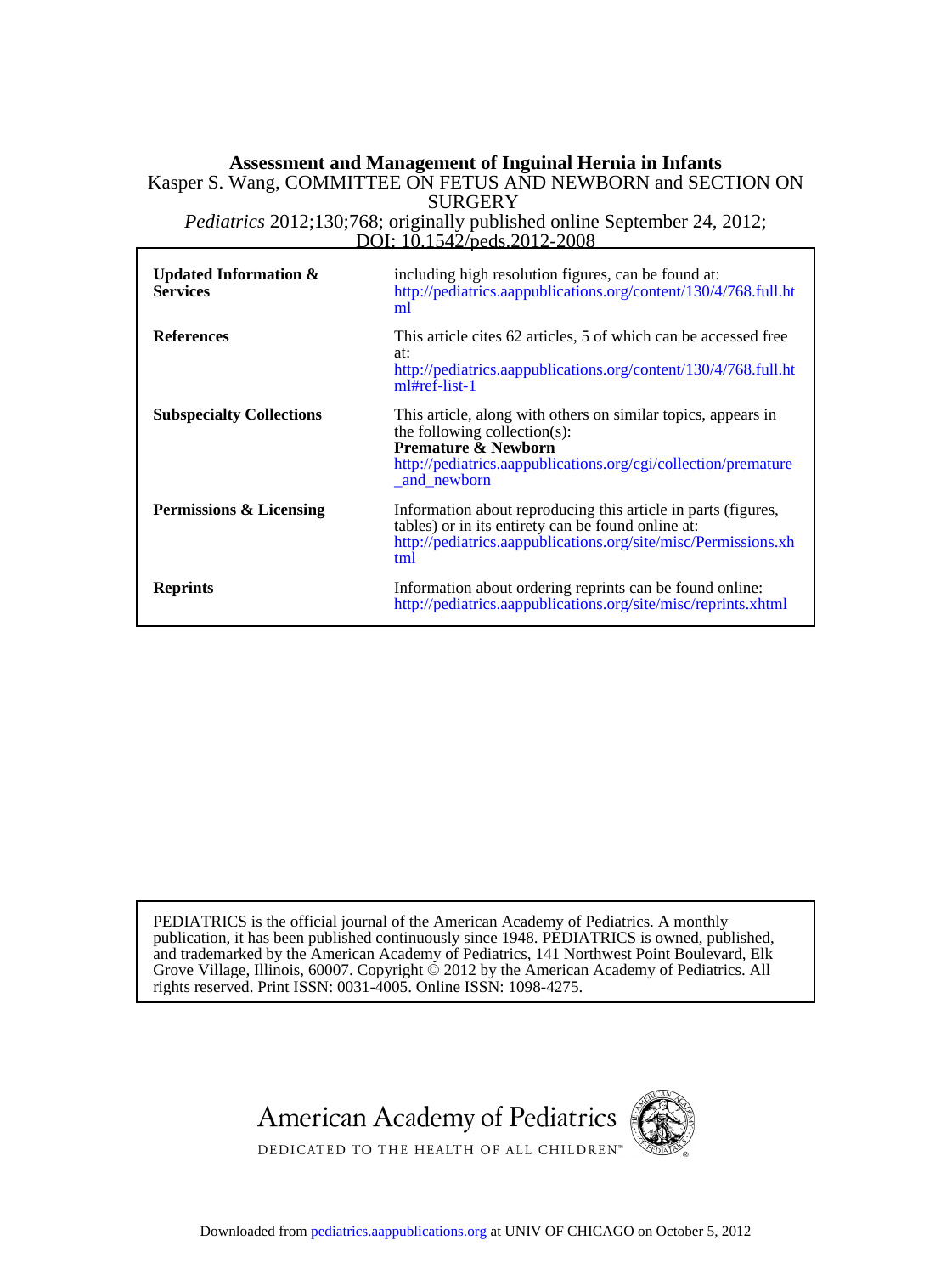**Assessment and Management of Inguinal Hernia in Infants**

Kasper S. Wang, COMMITTEE ON FETUS AND NEWBORN and SECTION ON SURGERY

*Pediatrics* 2012;130;768; originally published online September 24, 2012;

DOI: 10.1542/peds.2012-2008

| | |
|---|---|
| **Updated Information & Services** | including high resolution figures, can be found at: http://pediatrics.aappublications.org/content/130/4/768.full.html |
| **References** | This article cites 62 articles, 5 of which can be accessed free at: http://pediatrics.aappublications.org/content/130/4/768.full.html#ref-list-1 |
| **Subspecialty Collections** | This article, along with others on similar topics, appears in the following collection(s): **Premature & Newborn** http://pediatrics.aappublications.org/cgi/collection/premature_and_newborn |
| **Permissions & Licensing** | Information about reproducing this article in parts (figures, tables) or in its entirety can be found online at: http://pediatrics.aappublications.org/site/misc/Permissions.xhtml |
| **Reprints** | Information about ordering reprints can be found online: http://pediatrics.aappublications.org/site/misc/reprints.xhtml |

PEDIATRICS is the official journal of the American Academy of Pediatrics. A monthly publication, it has been published continuously since 1948. PEDIATRICS is owned, published, and trademarked by the American Academy of Pediatrics, 141 Northwest Point Boulevard, Elk Grove Village, Illinois, 60007. Copyright © 2012 by the American Academy of Pediatrics. All rights reserved. Print ISSN: 0031-4005. Online ISSN: 1098-4275.

American Academy of Pediatrics

DEDICATED TO THE HEALTH OF ALL CHILDREN™